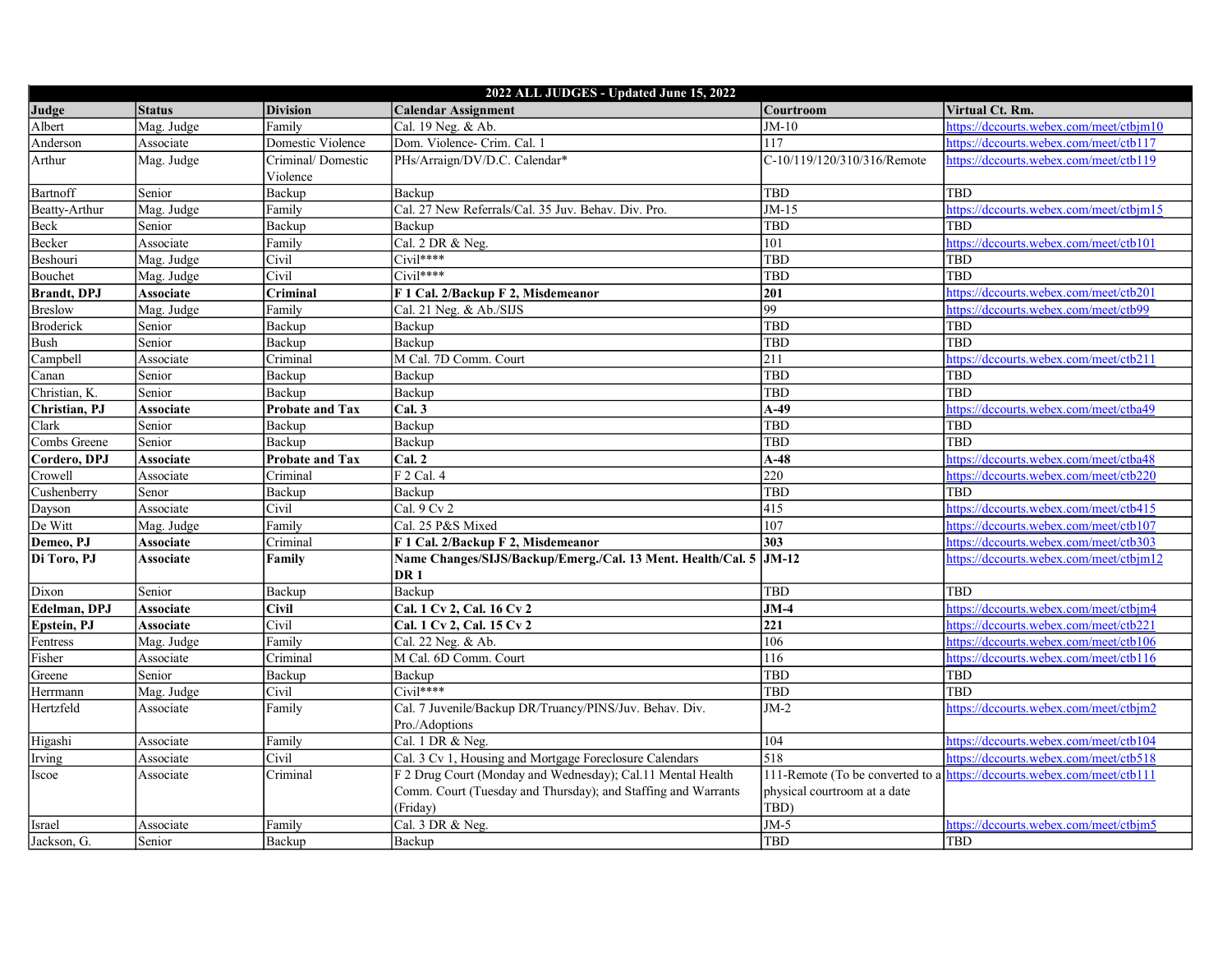| 2022 ALL JUDGES - Updated June 15, 2022 | | | | | |
|---|---|---|---|---|---|
| **Judge** | **Status** | **Division** | **Calendar Assignment** | **Courtroom** | **Virtual Ct. Rm.** |
| Albert | Mag. Judge | Family | Cal. 19 Neg. & Ab. | JM-10 | https://dccourts.webex.com/meet/ctbjm10 |
| Anderson | Associate | Domestic Violence | Dom. Violence- Crim. Cal. 1 | 117 | https://dccourts.webex.com/meet/ctb117 |
| Arthur | Mag. Judge | Criminal/ Domestic Violence | PHs/Arraign/DV/D.C. Calendar* | C-10/119/120/310/316/Remote | https://dccourts.webex.com/meet/ctb119 |
| Bartnoff | Senior | Backup | Backup | TBD | TBD |
| Beatty-Arthur | Mag. Judge | Family | Cal. 27 New Referrals/Cal. 35 Juv. Behav. Div. Pro. | JM-15 | https://dccourts.webex.com/meet/ctbjm15 |
| Beck | Senior | Backup | Backup | TBD | TBD |
| Becker | Associate | Family | Cal. 2 DR & Neg. | 101 | https://dccourts.webex.com/meet/ctb101 |
| Beshouri | Mag. Judge | Civil | Civil**** | TBD | TBD |
| Bouchet | Mag. Judge | Civil | Civil**** | TBD | TBD |
| **Brandt, DPJ** | **Associate** | **Criminal** | **F 1 Cal. 2/Backup F 2, Misdemeanor** | **201** | https://dccourts.webex.com/meet/ctb201 |
| Breslow | Mag. Judge | Family | Cal. 21 Neg. & Ab./SIJS | 99 | https://dccourts.webex.com/meet/ctb99 |
| Broderick | Senior | Backup | Backup | TBD | TBD |
| Bush | Senior | Backup | Backup | TBD | TBD |
| Campbell | Associate | Criminal | M Cal. 7D Comm. Court | 211 | https://dccourts.webex.com/meet/ctb211 |
| Canan | Senior | Backup | Backup | TBD | TBD |
| Christian, K. | Senior | Backup | Backup | TBD | TBD |
| **Christian, PJ** | **Associate** | **Probate and Tax** | **Cal. 3** | **A-49** | https://dccourts.webex.com/meet/ctba49 |
| Clark | Senior | Backup | Backup | TBD | TBD |
| Combs Greene | Senior | Backup | Backup | TBD | TBD |
| **Cordero, DPJ** | **Associate** | **Probate and Tax** | **Cal. 2** | **A-48** | https://dccourts.webex.com/meet/ctba48 |
| Crowell | Associate | Criminal | F 2 Cal. 4 | 220 | https://dccourts.webex.com/meet/ctb220 |
| Cushenberry | Senor | Backup | Backup | TBD | TBD |
| Dayson | Associate | Civil | Cal. 9 Cv 2 | 415 | https://dccourts.webex.com/meet/ctb415 |
| De Witt | Mag. Judge | Family | Cal. 25 P&S Mixed | 107 | https://dccourts.webex.com/meet/ctb107 |
| **Demeo, PJ** | **Associate** | Criminal | **F 1 Cal. 2/Backup F 2, Misdemeanor** | **303** | https://dccourts.webex.com/meet/ctb303 |
| **Di Toro, PJ** | **Associate** | **Family** | **Name Changes/SIJS/Backup/Emerg./Cal. 13 Ment. Health/Cal. 5 DR 1** | **JM-12** | https://dccourts.webex.com/meet/ctbjm12 |
| Dixon | Senior | Backup | Backup | TBD | TBD |
| **Edelman, DPJ** | **Associate** | **Civil** | **Cal. 1 Cv 2, Cal. 16 Cv 2** | **JM-4** | https://dccourts.webex.com/meet/ctbjm4 |
| **Epstein, PJ** | **Associate** | Civil | **Cal. 1 Cv 2, Cal. 15 Cv 2** | **221** | https://dccourts.webex.com/meet/ctb221 |
| Fentress | Mag. Judge | Family | Cal. 22 Neg. & Ab. | 106 | https://dccourts.webex.com/meet/ctb106 |
| Fisher | Associate | Criminal | M Cal. 6D Comm. Court | 116 | https://dccourts.webex.com/meet/ctb116 |
| Greene | Senior | Backup | Backup | TBD | TBD |
| Herrmann | Mag. Judge | Civil | Civil**** | TBD | TBD |
| Hertzfeld | Associate | Family | Cal. 7 Juvenile/Backup DR/Truancy/PINS/Juv. Behav. Div. Pro./Adoptions | JM-2 | https://dccourts.webex.com/meet/ctbjm2 |
| Higashi | Associate | Family | Cal. 1 DR & Neg. | 104 | https://dccourts.webex.com/meet/ctb104 |
| Irving | Associate | Civil | Cal. 3 Cv 1, Housing and Mortgage Foreclosure Calendars | 518 | https://dccourts.webex.com/meet/ctb518 |
| Iscoe | Associate | Criminal | F 2 Drug Court (Monday and Wednesday); Cal.11 Mental Health Comm. Court (Tuesday and Thursday); and Staffing and Warrants (Friday) | 111-Remote (To be converted to a physical courtroom at a date TBD) | https://dccourts.webex.com/meet/ctb111 |
| Israel | Associate | Family | Cal. 3 DR & Neg. | JM-5 | https://dccourts.webex.com/meet/ctbjm5 |
| Jackson, G. | Senior | Backup | Backup | TBD | TBD |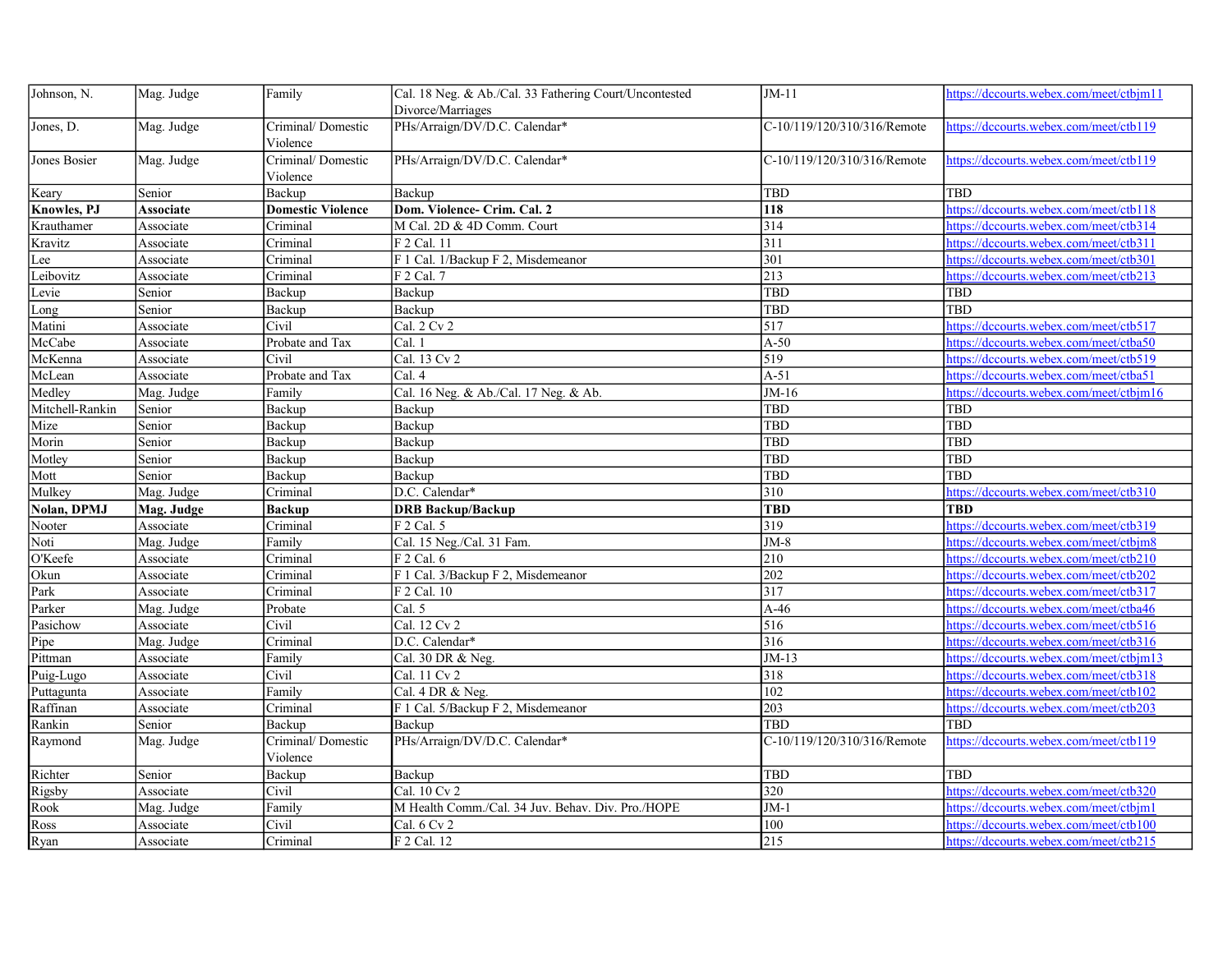| Johnson, N. | Mag. Judge | Family | Cal. 18 Neg. & Ab./Cal. 33 Fathering Court/Uncontested Divorce/Marriages | JM-11 | https://dccourts.webex.com/meet/ctbjm11 |
|---|---|---|---|---|---|
| Jones, D. | Mag. Judge | Criminal/ Domestic Violence | PHs/Arraign/DV/D.C. Calendar* | C-10/119/120/310/316/Remote | https://dccourts.webex.com/meet/ctb119 |
| Jones Bosier | Mag. Judge | Criminal/ Domestic Violence | PHs/Arraign/DV/D.C. Calendar* | C-10/119/120/310/316/Remote | https://dccourts.webex.com/meet/ctb119 |
| Keary | Senior | Backup | Backup | TBD | TBD |
| **Knowles, PJ** | **Associate** | **Domestic Violence** | **Dom. Violence- Crim. Cal. 2** | **118** | https://dccourts.webex.com/meet/ctb118 |
| Krauthamer | Associate | Criminal | M Cal. 2D & 4D Comm. Court | 314 | https://dccourts.webex.com/meet/ctb314 |
| Kravitz | Associate | Criminal | F 2 Cal. 11 | 311 | https://dccourts.webex.com/meet/ctb311 |
| Lee | Associate | Criminal | F 1 Cal. 1/Backup F 2, Misdemeanor | 301 | https://dccourts.webex.com/meet/ctb301 |
| Leibovitz | Associate | Criminal | F 2 Cal. 7 | 213 | https://dccourts.webex.com/meet/ctb213 |
| Levie | Senior | Backup | Backup | TBD | TBD |
| Long | Senior | Backup | Backup | TBD | TBD |
| Matini | Associate | Civil | Cal. 2 Cv 2 | 517 | https://dccourts.webex.com/meet/ctb517 |
| McCabe | Associate | Probate and Tax | Cal. 1 | A-50 | https://dccourts.webex.com/meet/ctba50 |
| McKenna | Associate | Civil | Cal. 13 Cv 2 | 519 | https://dccourts.webex.com/meet/ctb519 |
| McLean | Associate | Probate and Tax | Cal. 4 | A-51 | https://dccourts.webex.com/meet/ctba51 |
| Medley | Mag. Judge | Family | Cal. 16 Neg. & Ab./Cal. 17 Neg. & Ab. | JM-16 | https://dccourts.webex.com/meet/ctbjm16 |
| Mitchell-Rankin | Senior | Backup | Backup | TBD | TBD |
| Mize | Senior | Backup | Backup | TBD | TBD |
| Morin | Senior | Backup | Backup | TBD | TBD |
| Motley | Senior | Backup | Backup | TBD | TBD |
| Mott | Senior | Backup | Backup | TBD | TBD |
| Mulkey | Mag. Judge | Criminal | D.C. Calendar* | 310 | https://dccourts.webex.com/meet/ctb310 |
| **Nolan, DPMJ** | **Mag. Judge** | **Backup** | **DRB Backup/Backup** | **TBD** | **TBD** |
| Nooter | Associate | Criminal | F 2 Cal. 5 | 319 | https://dccourts.webex.com/meet/ctb319 |
| Noti | Mag. Judge | Family | Cal. 15 Neg./Cal. 31 Fam. | JM-8 | https://dccourts.webex.com/meet/ctbjm8 |
| O'Keefe | Associate | Criminal | F 2 Cal. 6 | 210 | https://dccourts.webex.com/meet/ctb210 |
| Okun | Associate | Criminal | F 1 Cal. 3/Backup F 2, Misdemeanor | 202 | https://dccourts.webex.com/meet/ctb202 |
| Park | Associate | Criminal | F 2 Cal. 10 | 317 | https://dccourts.webex.com/meet/ctb317 |
| Parker | Mag. Judge | Probate | Cal. 5 | A-46 | https://dccourts.webex.com/meet/ctba46 |
| Pasichow | Associate | Civil | Cal. 12 Cv 2 | 516 | https://dccourts.webex.com/meet/ctb516 |
| Pipe | Mag. Judge | Criminal | D.C. Calendar* | 316 | https://dccourts.webex.com/meet/ctb316 |
| Pittman | Associate | Family | Cal. 30 DR & Neg. | JM-13 | https://dccourts.webex.com/meet/ctbjm13 |
| Puig-Lugo | Associate | Civil | Cal. 11 Cv 2 | 318 | https://dccourts.webex.com/meet/ctb318 |
| Puttagunta | Associate | Family | Cal. 4 DR & Neg. | 102 | https://dccourts.webex.com/meet/ctb102 |
| Raffinan | Associate | Criminal | F 1 Cal. 5/Backup F 2, Misdemeanor | 203 | https://dccourts.webex.com/meet/ctb203 |
| Rankin | Senior | Backup | Backup | TBD | TBD |
| Raymond | Mag. Judge | Criminal/ Domestic Violence | PHs/Arraign/DV/D.C. Calendar* | C-10/119/120/310/316/Remote | https://dccourts.webex.com/meet/ctb119 |
| Richter | Senior | Backup | Backup | TBD | TBD |
| Rigsby | Associate | Civil | Cal. 10 Cv 2 | 320 | https://dccourts.webex.com/meet/ctb320 |
| Rook | Mag. Judge | Family | M Health Comm./Cal. 34 Juv. Behav. Div. Pro./HOPE | JM-1 | https://dccourts.webex.com/meet/ctbjm1 |
| Ross | Associate | Civil | Cal. 6 Cv 2 | 100 | https://dccourts.webex.com/meet/ctb100 |
| Ryan | Associate | Criminal | F 2 Cal. 12 | 215 | https://dccourts.webex.com/meet/ctb215 |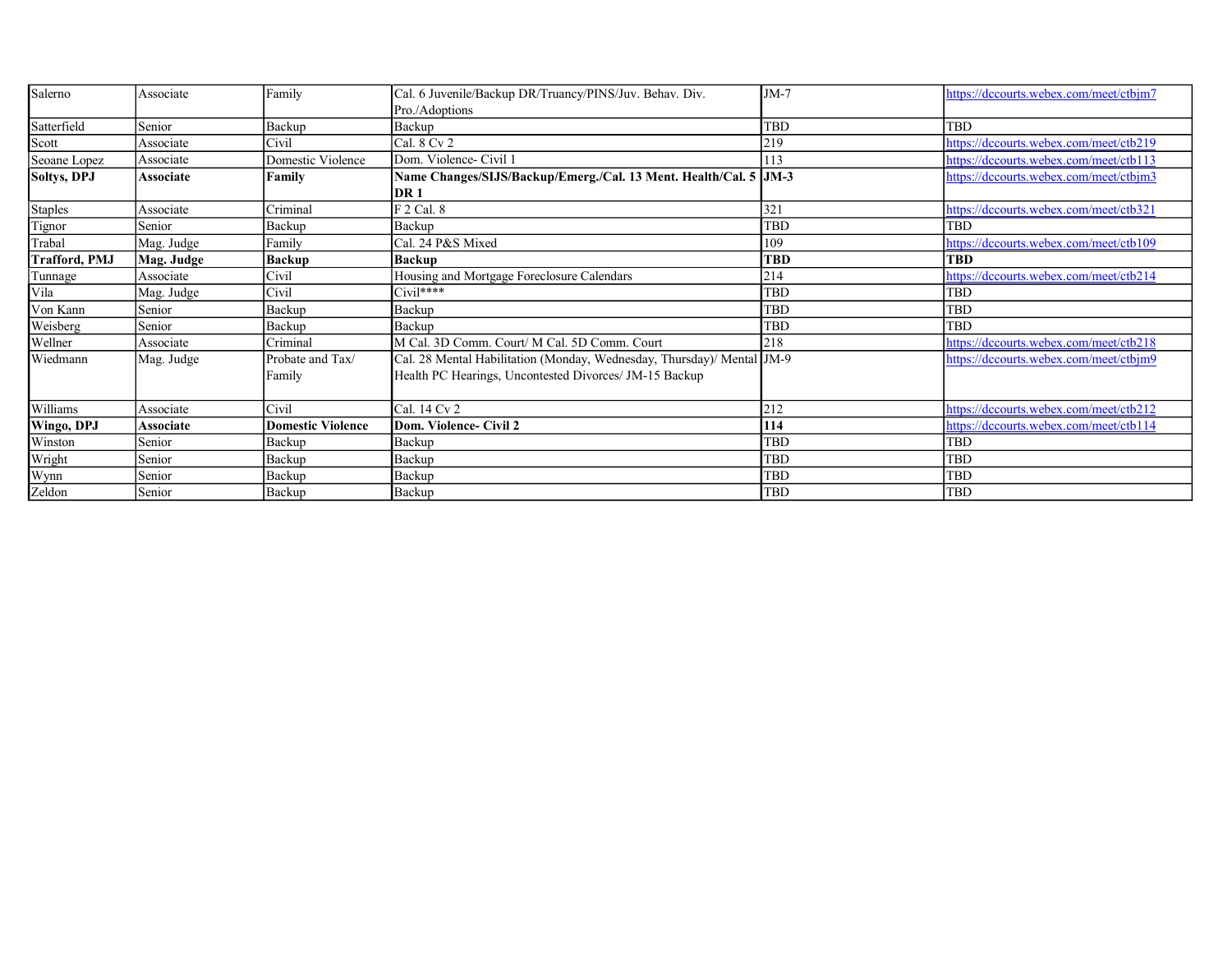| Salerno | Associate | Family | Cal. 6 Juvenile/Backup DR/Truancy/PINS/Juv. Behav. Div. Pro./Adoptions | JM-7 | https://dccourts.webex.com/meet/ctbjm7 |
|---|---|---|---|---|---|
| Satterfield | Senior | Backup | Backup | TBD | TBD |
| Scott | Associate | Civil | Cal. 8 Cv 2 | 219 | https://dccourts.webex.com/meet/ctb219 |
| Seoane Lopez | Associate | Domestic Violence | Dom. Violence- Civil 1 | 113 | https://dccourts.webex.com/meet/ctb113 |
| **Soltys, DPJ** | **Associate** | **Family** | **Name Changes/SIJS/Backup/Emerg./Cal. 13 Ment. Health/Cal. 5 DR 1** | **JM-3** | https://dccourts.webex.com/meet/ctbjm3 |
| Staples | Associate | Criminal | F 2 Cal. 8 | 321 | https://dccourts.webex.com/meet/ctb321 |
| Tignor | Senior | Backup | Backup | TBD | TBD |
| Trabal | Mag. Judge | Family | Cal. 24 P&S Mixed | 109 | https://dccourts.webex.com/meet/ctb109 |
| **Trafford, PMJ** | **Mag. Judge** | **Backup** | **Backup** | **TBD** | **TBD** |
| Tunnage | Associate | Civil | Housing and Mortgage Foreclosure Calendars | 214 | https://dccourts.webex.com/meet/ctb214 |
| Vila | Mag. Judge | Civil | Civil**** | TBD | TBD |
| Von Kann | Senior | Backup | Backup | TBD | TBD |
| Weisberg | Senior | Backup | Backup | TBD | TBD |
| Wellner | Associate | Criminal | M Cal. 3D Comm. Court/ M Cal. 5D Comm. Court | 218 | https://dccourts.webex.com/meet/ctb218 |
| Wiedmann | Mag. Judge | Probate and Tax/ Family | Cal. 28 Mental Habilitation (Monday, Wednesday, Thursday)/ Mental Health PC Hearings, Uncontested Divorces/ JM-15 Backup | JM-9 | https://dccourts.webex.com/meet/ctbjm9 |
| Williams | Associate | Civil | Cal. 14 Cv 2 | 212 | https://dccourts.webex.com/meet/ctb212 |
| **Wingo, DPJ** | **Associate** | **Domestic Violence** | **Dom. Violence- Civil 2** | **114** | https://dccourts.webex.com/meet/ctb114 |
| Winston | Senior | Backup | Backup | TBD | TBD |
| Wright | Senior | Backup | Backup | TBD | TBD |
| Wynn | Senior | Backup | Backup | TBD | TBD |
| Zeldon | Senior | Backup | Backup | TBD | TBD |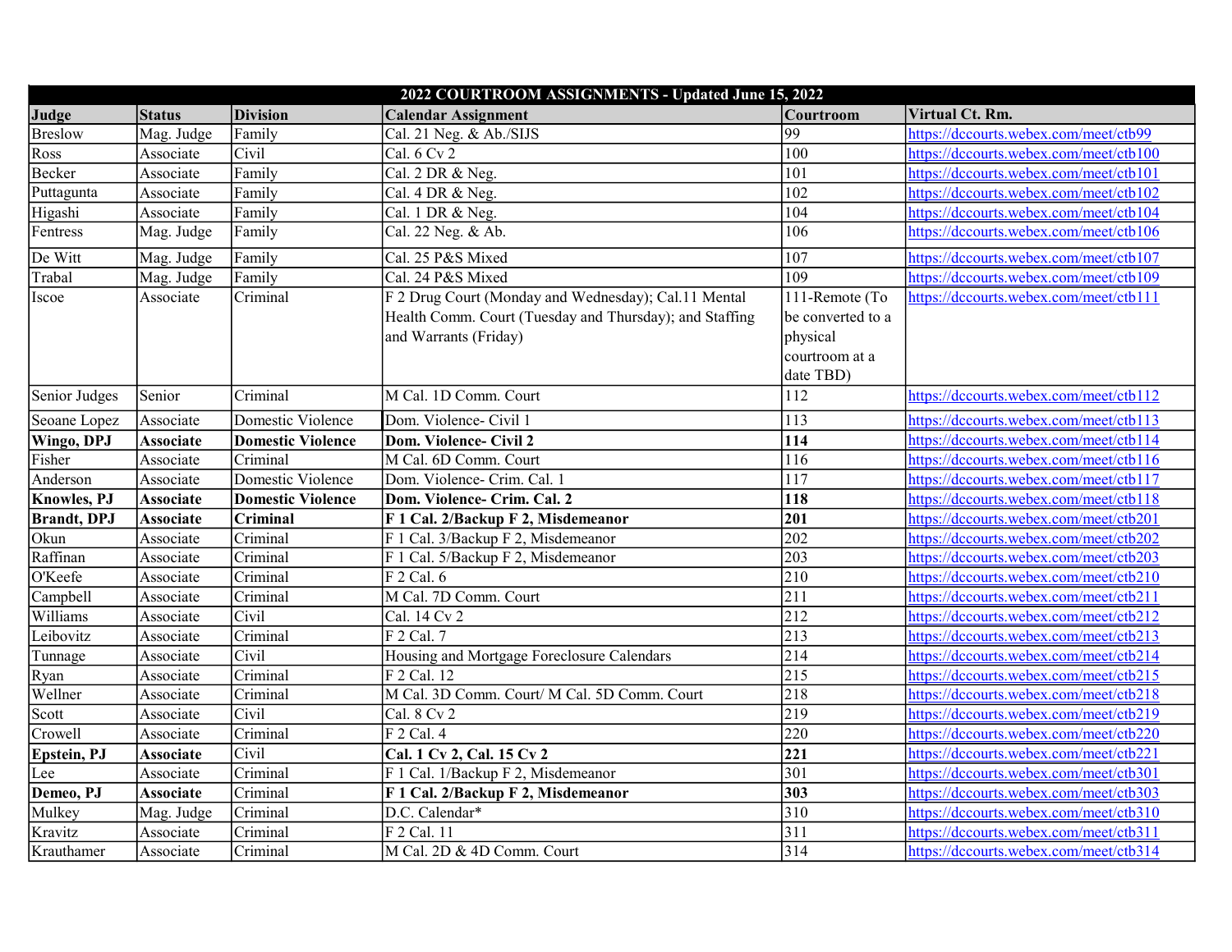| 2022 COURTROOM ASSIGNMENTS - Updated June 15, 2022 | | | | | |
|---|---|---|---|---|---|
| **Judge** | **Status** | **Division** | **Calendar Assignment** | **Courtroom** | **Virtual Ct. Rm.** |
| Breslow | Mag. Judge | Family | Cal. 21 Neg. & Ab./SIJS | 99 | https://dccourts.webex.com/meet/ctb99 |
| Ross | Associate | Civil | Cal. 6 Cv 2 | 100 | https://dccourts.webex.com/meet/ctb100 |
| Becker | Associate | Family | Cal. 2 DR & Neg. | 101 | https://dccourts.webex.com/meet/ctb101 |
| Puttagunta | Associate | Family | Cal. 4 DR & Neg. | 102 | https://dccourts.webex.com/meet/ctb102 |
| Higashi | Associate | Family | Cal. 1 DR & Neg. | 104 | https://dccourts.webex.com/meet/ctb104 |
| Fentress | Mag. Judge | Family | Cal. 22 Neg. & Ab. | 106 | https://dccourts.webex.com/meet/ctb106 |
| De Witt | Mag. Judge | Family | Cal. 25 P&S Mixed | 107 | https://dccourts.webex.com/meet/ctb107 |
| Trabal | Mag. Judge | Family | Cal. 24 P&S Mixed | 109 | https://dccourts.webex.com/meet/ctb109 |
| Iscoe | Associate | Criminal | F 2 Drug Court (Monday and Wednesday); Cal.11 Mental Health Comm. Court (Tuesday and Thursday); and Staffing and Warrants (Friday) | 111-Remote (To be converted to a physical courtroom at a date TBD) | https://dccourts.webex.com/meet/ctb111 |
| Senior Judges | Senior | Criminal | M Cal. 1D Comm. Court | 112 | https://dccourts.webex.com/meet/ctb112 |
| Seoane Lopez | Associate | Domestic Violence | Dom. Violence- Civil 1 | 113 | https://dccourts.webex.com/meet/ctb113 |
| **Wingo, DPJ** | **Associate** | **Domestic Violence** | **Dom. Violence- Civil 2** | **114** | https://dccourts.webex.com/meet/ctb114 |
| Fisher | Associate | Criminal | M Cal. 6D Comm. Court | 116 | https://dccourts.webex.com/meet/ctb116 |
| Anderson | Associate | Domestic Violence | Dom. Violence- Crim. Cal. 1 | 117 | https://dccourts.webex.com/meet/ctb117 |
| **Knowles, PJ** | **Associate** | **Domestic Violence** | **Dom. Violence- Crim. Cal. 2** | **118** | https://dccourts.webex.com/meet/ctb118 |
| **Brandt, DPJ** | **Associate** | **Criminal** | **F 1 Cal. 2/Backup F 2, Misdemeanor** | **201** | https://dccourts.webex.com/meet/ctb201 |
| Okun | Associate | Criminal | F 1 Cal. 3/Backup F 2, Misdemeanor | 202 | https://dccourts.webex.com/meet/ctb202 |
| Raffinan | Associate | Criminal | F 1 Cal. 5/Backup F 2, Misdemeanor | 203 | https://dccourts.webex.com/meet/ctb203 |
| O'Keefe | Associate | Criminal | F 2 Cal. 6 | 210 | https://dccourts.webex.com/meet/ctb210 |
| Campbell | Associate | Criminal | M Cal. 7D Comm. Court | 211 | https://dccourts.webex.com/meet/ctb211 |
| Williams | Associate | Civil | Cal. 14 Cv 2 | 212 | https://dccourts.webex.com/meet/ctb212 |
| Leibovitz | Associate | Criminal | F 2 Cal. 7 | 213 | https://dccourts.webex.com/meet/ctb213 |
| Tunnage | Associate | Civil | Housing and Mortgage Foreclosure Calendars | 214 | https://dccourts.webex.com/meet/ctb214 |
| Ryan | Associate | Criminal | F 2 Cal. 12 | 215 | https://dccourts.webex.com/meet/ctb215 |
| Wellner | Associate | Criminal | M Cal. 3D Comm. Court/ M Cal. 5D Comm. Court | 218 | https://dccourts.webex.com/meet/ctb218 |
| Scott | Associate | Civil | Cal. 8 Cv 2 | 219 | https://dccourts.webex.com/meet/ctb219 |
| Crowell | Associate | Criminal | F 2 Cal. 4 | 220 | https://dccourts.webex.com/meet/ctb220 |
| **Epstein, PJ** | **Associate** | Civil | **Cal. 1 Cv 2, Cal. 15 Cv 2** | **221** | https://dccourts.webex.com/meet/ctb221 |
| Lee | Associate | Criminal | F 1 Cal. 1/Backup F 2, Misdemeanor | 301 | https://dccourts.webex.com/meet/ctb301 |
| **Demeo, PJ** | **Associate** | Criminal | **F 1 Cal. 2/Backup F 2, Misdemeanor** | **303** | https://dccourts.webex.com/meet/ctb303 |
| Mulkey | Mag. Judge | Criminal | D.C. Calendar* | 310 | https://dccourts.webex.com/meet/ctb310 |
| Kravitz | Associate | Criminal | F 2 Cal. 11 | 311 | https://dccourts.webex.com/meet/ctb311 |
| Krauthamer | Associate | Criminal | M Cal. 2D & 4D Comm. Court | 314 | https://dccourts.webex.com/meet/ctb314 |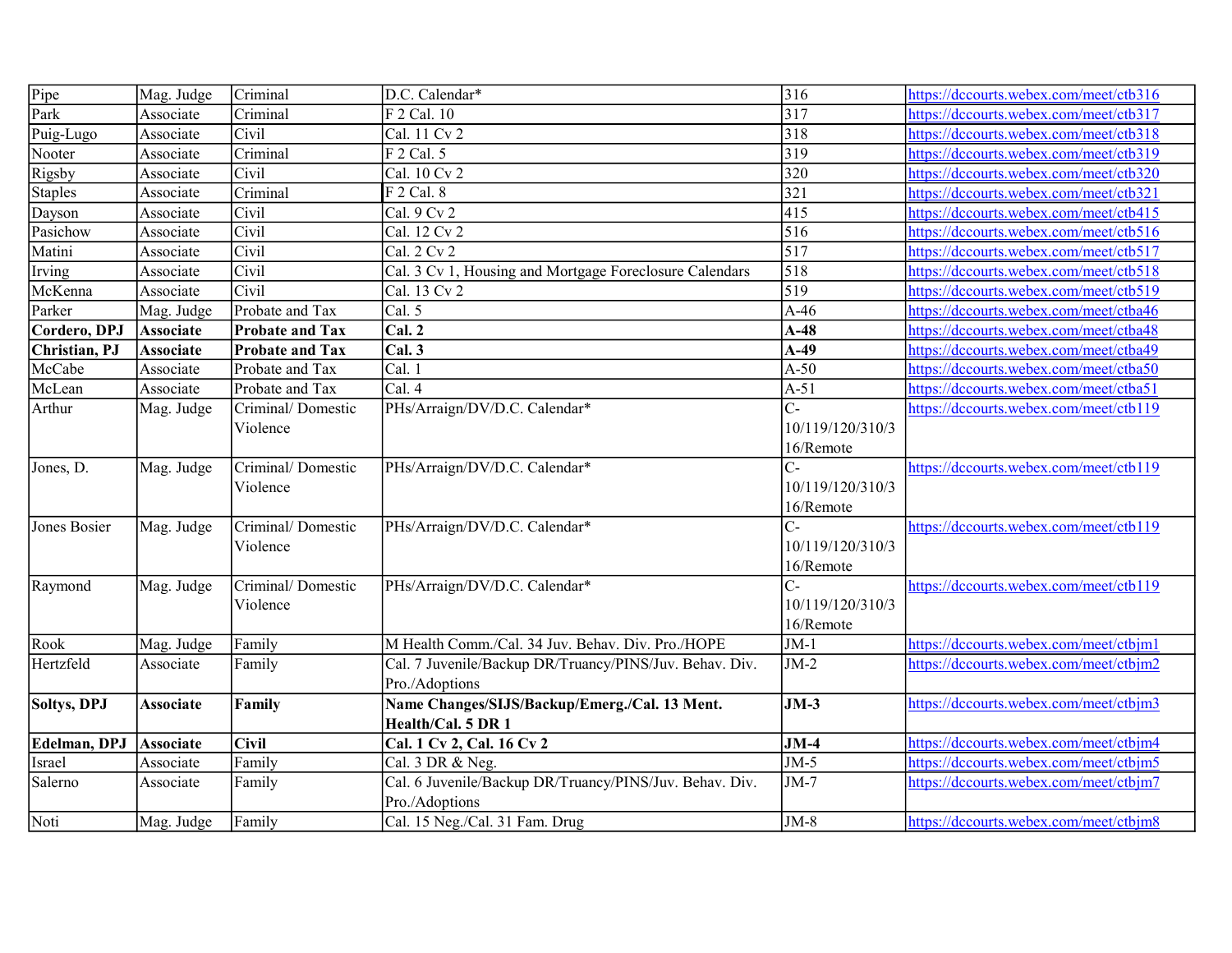| Pipe | Mag. Judge | Criminal | D.C. Calendar* | 316 | https://dccourts.webex.com/meet/ctb316 |
|---|---|---|---|---|---|
| Park | Associate | Criminal | F 2 Cal. 10 | 317 | https://dccourts.webex.com/meet/ctb317 |
| Puig-Lugo | Associate | Civil | Cal. 11 Cv 2 | 318 | https://dccourts.webex.com/meet/ctb318 |
| Nooter | Associate | Criminal | F 2 Cal. 5 | 319 | https://dccourts.webex.com/meet/ctb319 |
| Rigsby | Associate | Civil | Cal. 10 Cv 2 | 320 | https://dccourts.webex.com/meet/ctb320 |
| Staples | Associate | Criminal | F 2 Cal. 8 | 321 | https://dccourts.webex.com/meet/ctb321 |
| Dayson | Associate | Civil | Cal. 9 Cv 2 | 415 | https://dccourts.webex.com/meet/ctb415 |
| Pasichow | Associate | Civil | Cal. 12 Cv 2 | 516 | https://dccourts.webex.com/meet/ctb516 |
| Matini | Associate | Civil | Cal. 2 Cv 2 | 517 | https://dccourts.webex.com/meet/ctb517 |
| Irving | Associate | Civil | Cal. 3 Cv 1, Housing and Mortgage Foreclosure Calendars | 518 | https://dccourts.webex.com/meet/ctb518 |
| McKenna | Associate | Civil | Cal. 13 Cv 2 | 519 | https://dccourts.webex.com/meet/ctb519 |
| Parker | Mag. Judge | Probate and Tax | Cal. 5 | A-46 | https://dccourts.webex.com/meet/ctba46 |
| **Cordero, DPJ** | **Associate** | **Probate and Tax** | **Cal. 2** | **A-48** | https://dccourts.webex.com/meet/ctba48 |
| **Christian, PJ** | **Associate** | **Probate and Tax** | **Cal. 3** | **A-49** | https://dccourts.webex.com/meet/ctba49 |
| McCabe | Associate | Probate and Tax | Cal. 1 | A-50 | https://dccourts.webex.com/meet/ctba50 |
| McLean | Associate | Probate and Tax | Cal. 4 | A-51 | https://dccourts.webex.com/meet/ctba51 |
| Arthur | Mag. Judge | Criminal/ Domestic Violence | PHs/Arraign/DV/D.C. Calendar* | C-10/119/120/310/316/Remote | https://dccourts.webex.com/meet/ctb119 |
| Jones, D. | Mag. Judge | Criminal/ Domestic Violence | PHs/Arraign/DV/D.C. Calendar* | C-10/119/120/310/316/Remote | https://dccourts.webex.com/meet/ctb119 |
| Jones Bosier | Mag. Judge | Criminal/ Domestic Violence | PHs/Arraign/DV/D.C. Calendar* | C-10/119/120/310/316/Remote | https://dccourts.webex.com/meet/ctb119 |
| Raymond | Mag. Judge | Criminal/ Domestic Violence | PHs/Arraign/DV/D.C. Calendar* | C-10/119/120/310/316/Remote | https://dccourts.webex.com/meet/ctb119 |
| Rook | Mag. Judge | Family | M Health Comm./Cal. 34 Juv. Behav. Div. Pro./HOPE | JM-1 | https://dccourts.webex.com/meet/ctbjm1 |
| Hertzfeld | Associate | Family | Cal. 7 Juvenile/Backup DR/Truancy/PINS/Juv. Behav. Div. Pro./Adoptions | JM-2 | https://dccourts.webex.com/meet/ctbjm2 |
| **Soltys, DPJ** | **Associate** | **Family** | **Name Changes/SIJS/Backup/Emerg./Cal. 13 Ment. Health/Cal. 5 DR 1** | **JM-3** | https://dccourts.webex.com/meet/ctbjm3 |
| **Edelman, DPJ** | **Associate** | **Civil** | **Cal. 1 Cv 2, Cal. 16 Cv 2** | **JM-4** | https://dccourts.webex.com/meet/ctbjm4 |
| Israel | Associate | Family | Cal. 3 DR & Neg. | JM-5 | https://dccourts.webex.com/meet/ctbjm5 |
| Salerno | Associate | Family | Cal. 6 Juvenile/Backup DR/Truancy/PINS/Juv. Behav. Div. Pro./Adoptions | JM-7 | https://dccourts.webex.com/meet/ctbjm7 |
| Noti | Mag. Judge | Family | Cal. 15 Neg./Cal. 31 Fam. Drug | JM-8 | https://dccourts.webex.com/meet/ctbjm8 |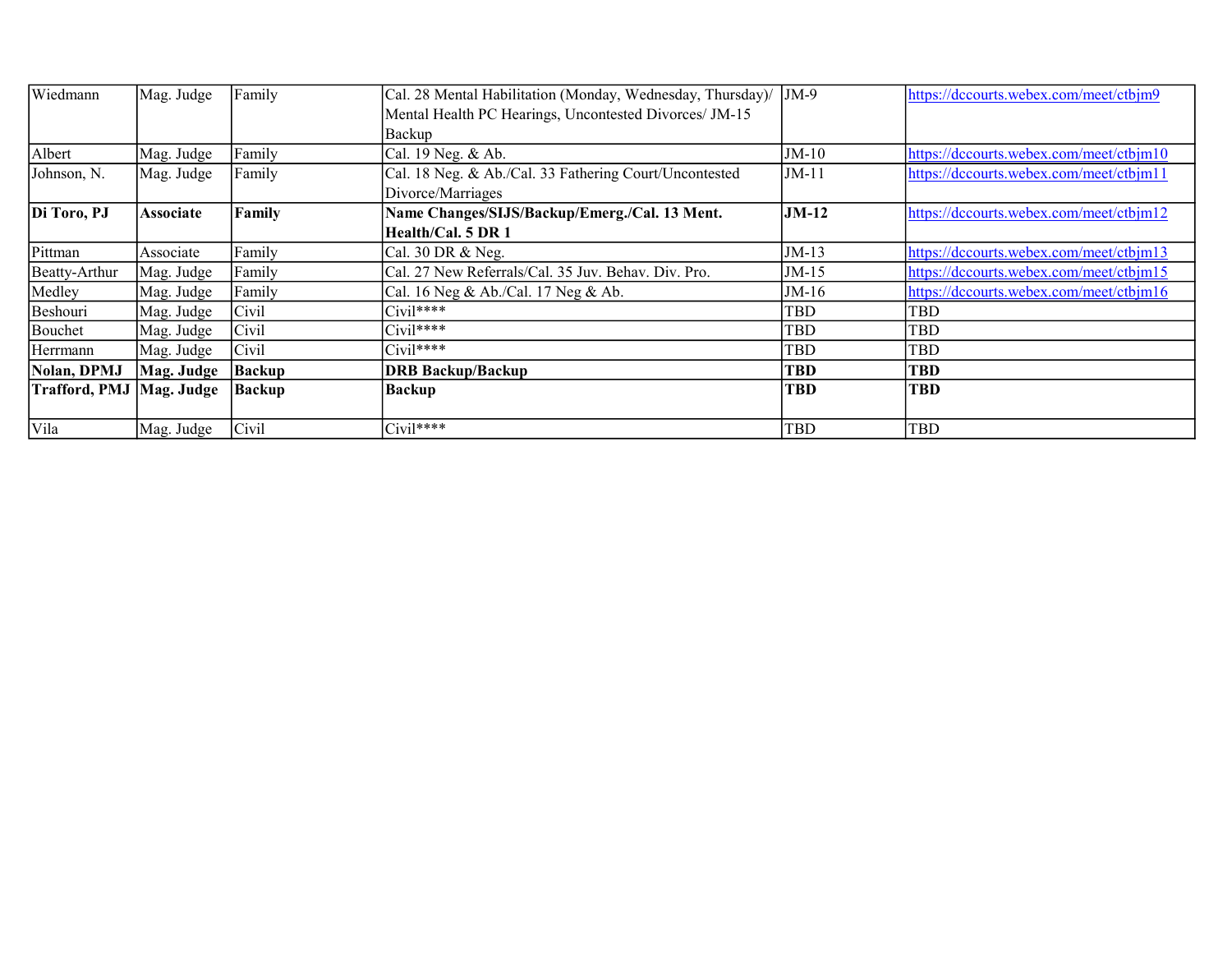| Wiedmann | Mag. Judge | Family | Cal. 28 Mental Habilitation (Monday, Wednesday, Thursday)/ Mental Health PC Hearings, Uncontested Divorces/ JM-15 Backup | JM-9 | https://dccourts.webex.com/meet/ctbjm9 |
|---|---|---|---|---|---|
| Albert | Mag. Judge | Family | Cal. 19 Neg. & Ab. | JM-10 | https://dccourts.webex.com/meet/ctbjm10 |
| Johnson, N. | Mag. Judge | Family | Cal. 18 Neg. & Ab./Cal. 33 Fathering Court/Uncontested Divorce/Marriages | JM-11 | https://dccourts.webex.com/meet/ctbjm11 |
| **Di Toro, PJ** | **Associate** | **Family** | **Name Changes/SIJS/Backup/Emerg./Cal. 13 Ment. Health/Cal. 5 DR 1** | **JM-12** | https://dccourts.webex.com/meet/ctbjm12 |
| Pittman | Associate | Family | Cal. 30 DR & Neg. | JM-13 | https://dccourts.webex.com/meet/ctbjm13 |
| Beatty-Arthur | Mag. Judge | Family | Cal. 27 New Referrals/Cal. 35 Juv. Behav. Div. Pro. | JM-15 | https://dccourts.webex.com/meet/ctbjm15 |
| Medley | Mag. Judge | Family | Cal. 16 Neg & Ab./Cal. 17 Neg & Ab. | JM-16 | https://dccourts.webex.com/meet/ctbjm16 |
| Beshouri | Mag. Judge | Civil | Civil**** | TBD | TBD |
| Bouchet | Mag. Judge | Civil | Civil**** | TBD | TBD |
| Herrmann | Mag. Judge | Civil | Civil**** | TBD | TBD |
| **Nolan, DPMJ** | **Mag. Judge** | **Backup** | **DRB Backup/Backup** | **TBD** | **TBD** |
| **Trafford, PMJ** | **Mag. Judge** | **Backup** | **Backup** | **TBD** | **TBD** |
| Vila | Mag. Judge | Civil | Civil**** | TBD | TBD |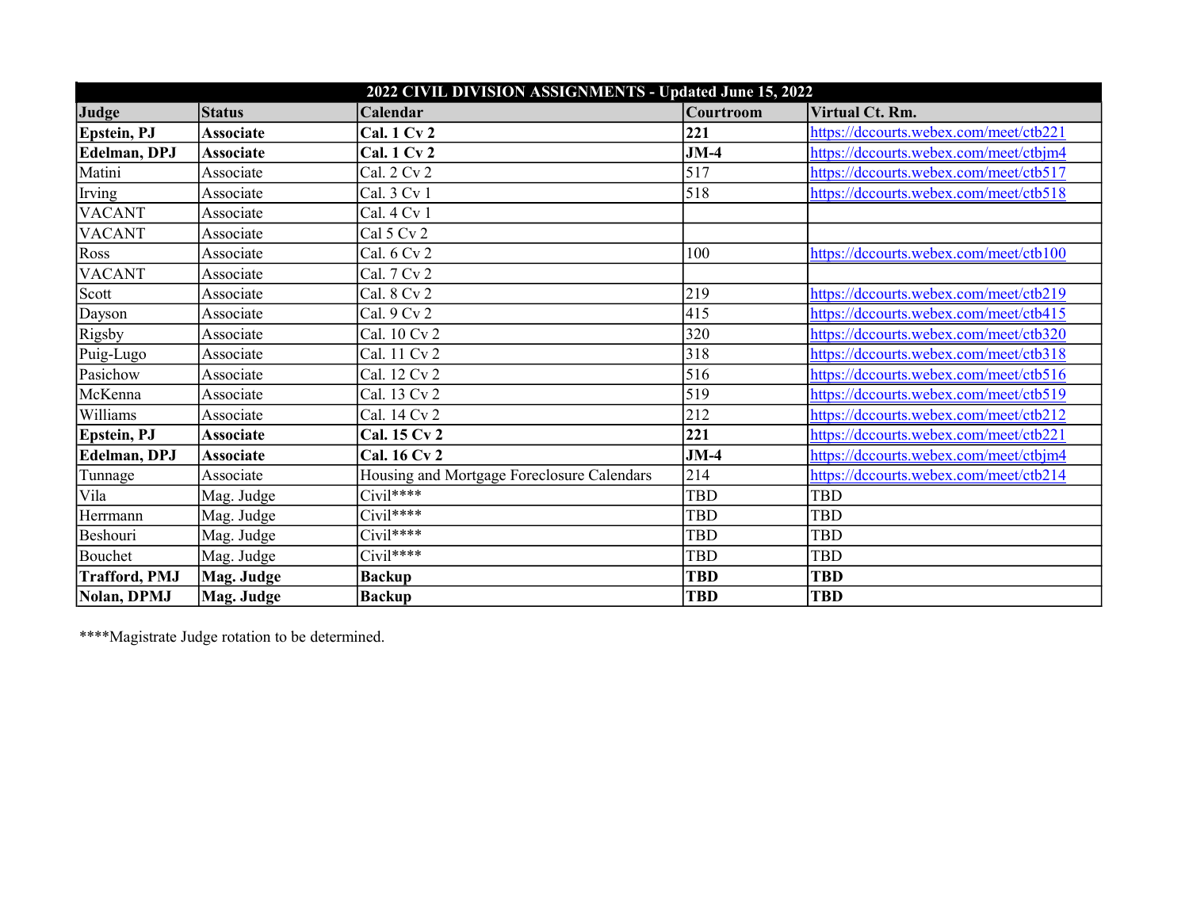| 2022 CIVIL DIVISION ASSIGNMENTS - Updated June 15, 2022 | | | | |
|---|---|---|---|---|
| **Judge** | **Status** | **Calendar** | **Courtroom** | **Virtual Ct. Rm.** |
| **Epstein, PJ** | **Associate** | **Cal. 1 Cv 2** | **221** | https://dccourts.webex.com/meet/ctb221 |
| **Edelman, DPJ** | **Associate** | **Cal. 1 Cv 2** | **JM-4** | https://dccourts.webex.com/meet/ctbjm4 |
| Matini | Associate | Cal. 2 Cv 2 | 517 | https://dccourts.webex.com/meet/ctb517 |
| Irving | Associate | Cal. 3 Cv 1 | 518 | https://dccourts.webex.com/meet/ctb518 |
| VACANT | Associate | Cal. 4 Cv 1 | | |
| VACANT | Associate | Cal 5 Cv 2 | | |
| Ross | Associate | Cal. 6 Cv 2 | 100 | https://dccourts.webex.com/meet/ctb100 |
| VACANT | Associate | Cal. 7 Cv 2 | | |
| Scott | Associate | Cal. 8 Cv 2 | 219 | https://dccourts.webex.com/meet/ctb219 |
| Dayson | Associate | Cal. 9 Cv 2 | 415 | https://dccourts.webex.com/meet/ctb415 |
| Rigsby | Associate | Cal. 10 Cv 2 | 320 | https://dccourts.webex.com/meet/ctb320 |
| Puig-Lugo | Associate | Cal. 11 Cv 2 | 318 | https://dccourts.webex.com/meet/ctb318 |
| Pasichow | Associate | Cal. 12 Cv 2 | 516 | https://dccourts.webex.com/meet/ctb516 |
| McKenna | Associate | Cal. 13 Cv 2 | 519 | https://dccourts.webex.com/meet/ctb519 |
| Williams | Associate | Cal. 14 Cv 2 | 212 | https://dccourts.webex.com/meet/ctb212 |
| **Epstein, PJ** | **Associate** | **Cal. 15 Cv 2** | **221** | https://dccourts.webex.com/meet/ctb221 |
| **Edelman, DPJ** | **Associate** | **Cal. 16 Cv 2** | **JM-4** | https://dccourts.webex.com/meet/ctbjm4 |
| Tunnage | Associate | Housing and Mortgage Foreclosure Calendars | 214 | https://dccourts.webex.com/meet/ctb214 |
| Vila | Mag. Judge | Civil**** | TBD | TBD |
| Herrmann | Mag. Judge | Civil**** | TBD | TBD |
| Beshouri | Mag. Judge | Civil**** | TBD | TBD |
| Bouchet | Mag. Judge | Civil**** | TBD | TBD |
| **Trafford, PMJ** | **Mag. Judge** | **Backup** | **TBD** | **TBD** |
| **Nolan, DPMJ** | **Mag. Judge** | **Backup** | **TBD** | **TBD** |

****Magistrate Judge rotation to be determined.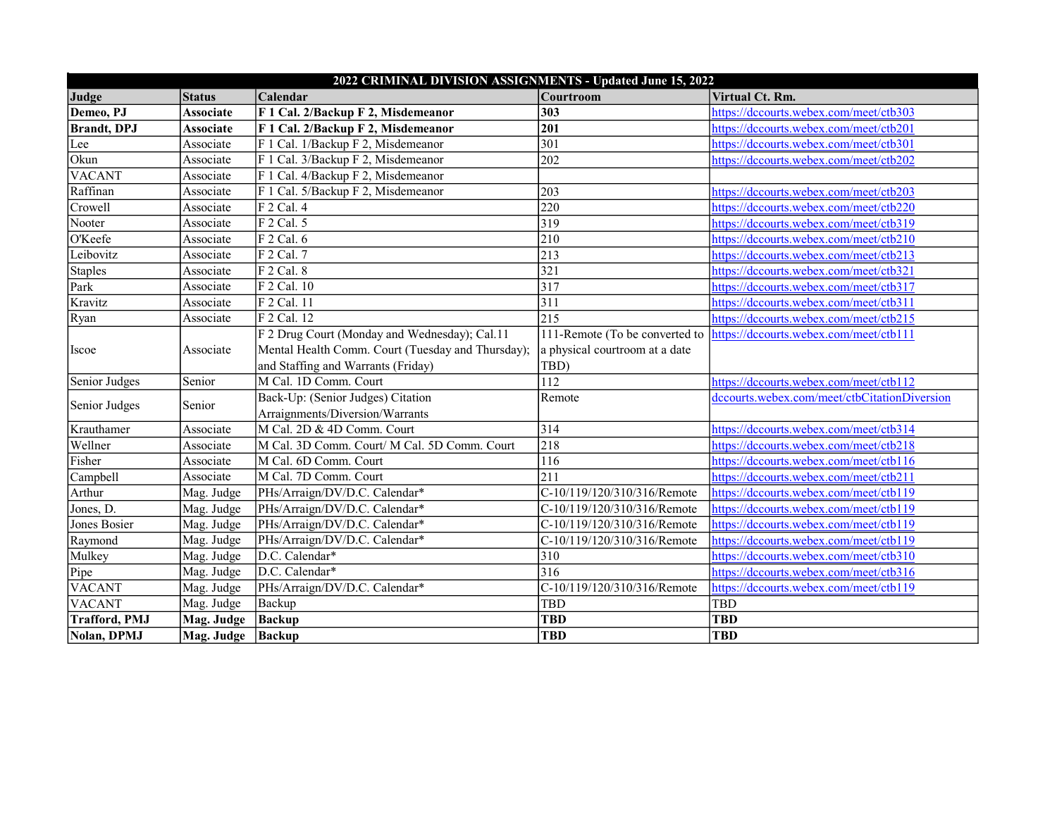| 2022 CRIMINAL DIVISION ASSIGNMENTS - Updated June 15, 2022 | | | | |
|---|---|---|---|---|
| **Judge** | **Status** | **Calendar** | **Courtroom** | **Virtual Ct. Rm.** |
| **Demeo, PJ** | **Associate** | **F 1 Cal. 2/Backup F 2, Misdemeanor** | **303** | https://dccourts.webex.com/meet/ctb303 |
| **Brandt, DPJ** | **Associate** | **F 1 Cal. 2/Backup F 2, Misdemeanor** | **201** | https://dccourts.webex.com/meet/ctb201 |
| Lee | Associate | F 1 Cal. 1/Backup F 2, Misdemeanor | 301 | https://dccourts.webex.com/meet/ctb301 |
| Okun | Associate | F 1 Cal. 3/Backup F 2, Misdemeanor | 202 | https://dccourts.webex.com/meet/ctb202 |
| VACANT | Associate | F 1 Cal. 4/Backup F 2, Misdemeanor | | |
| Raffinan | Associate | F 1 Cal. 5/Backup F 2, Misdemeanor | 203 | https://dccourts.webex.com/meet/ctb203 |
| Crowell | Associate | F 2 Cal. 4 | 220 | https://dccourts.webex.com/meet/ctb220 |
| Nooter | Associate | F 2 Cal. 5 | 319 | https://dccourts.webex.com/meet/ctb319 |
| O'Keefe | Associate | F 2 Cal. 6 | 210 | https://dccourts.webex.com/meet/ctb210 |
| Leibovitz | Associate | F 2 Cal. 7 | 213 | https://dccourts.webex.com/meet/ctb213 |
| Staples | Associate | F 2 Cal. 8 | 321 | https://dccourts.webex.com/meet/ctb321 |
| Park | Associate | F 2 Cal. 10 | 317 | https://dccourts.webex.com/meet/ctb317 |
| Kravitz | Associate | F 2 Cal. 11 | 311 | https://dccourts.webex.com/meet/ctb311 |
| Ryan | Associate | F 2 Cal. 12 | 215 | https://dccourts.webex.com/meet/ctb215 |
| Iscoe | Associate | F 2 Drug Court (Monday and Wednesday); Cal.11 Mental Health Comm. Court (Tuesday and Thursday); and Staffing and Warrants (Friday) | 111-Remote (To be converted to a physical courtroom at a date TBD) | https://dccourts.webex.com/meet/ctb111 |
| Senior Judges | Senior | M Cal. 1D Comm. Court | 112 | https://dccourts.webex.com/meet/ctb112 |
| Senior Judges | Senior | Back-Up: (Senior Judges) Citation Arraignments/Diversion/Warrants | Remote | dccourts.webex.com/meet/ctbCitationDiversion |
| Krauthamer | Associate | M Cal. 2D & 4D Comm. Court | 314 | https://dccourts.webex.com/meet/ctb314 |
| Wellner | Associate | M Cal. 3D Comm. Court/ M Cal. 5D Comm. Court | 218 | https://dccourts.webex.com/meet/ctb218 |
| Fisher | Associate | M Cal. 6D Comm. Court | 116 | https://dccourts.webex.com/meet/ctb116 |
| Campbell | Associate | M Cal. 7D Comm. Court | 211 | https://dccourts.webex.com/meet/ctb211 |
| Arthur | Mag. Judge | PHs/Arraign/DV/D.C. Calendar* | C-10/119/120/310/316/Remote | https://dccourts.webex.com/meet/ctb119 |
| Jones, D. | Mag. Judge | PHs/Arraign/DV/D.C. Calendar* | C-10/119/120/310/316/Remote | https://dccourts.webex.com/meet/ctb119 |
| Jones Bosier | Mag. Judge | PHs/Arraign/DV/D.C. Calendar* | C-10/119/120/310/316/Remote | https://dccourts.webex.com/meet/ctb119 |
| Raymond | Mag. Judge | PHs/Arraign/DV/D.C. Calendar* | C-10/119/120/310/316/Remote | https://dccourts.webex.com/meet/ctb119 |
| Mulkey | Mag. Judge | D.C. Calendar* | 310 | https://dccourts.webex.com/meet/ctb310 |
| Pipe | Mag. Judge | D.C. Calendar* | 316 | https://dccourts.webex.com/meet/ctb316 |
| VACANT | Mag. Judge | PHs/Arraign/DV/D.C. Calendar* | C-10/119/120/310/316/Remote | https://dccourts.webex.com/meet/ctb119 |
| VACANT | Mag. Judge | Backup | TBD | TBD |
| **Trafford, PMJ** | **Mag. Judge** | **Backup** | **TBD** | **TBD** |
| **Nolan, DPMJ** | **Mag. Judge** | **Backup** | **TBD** | **TBD** |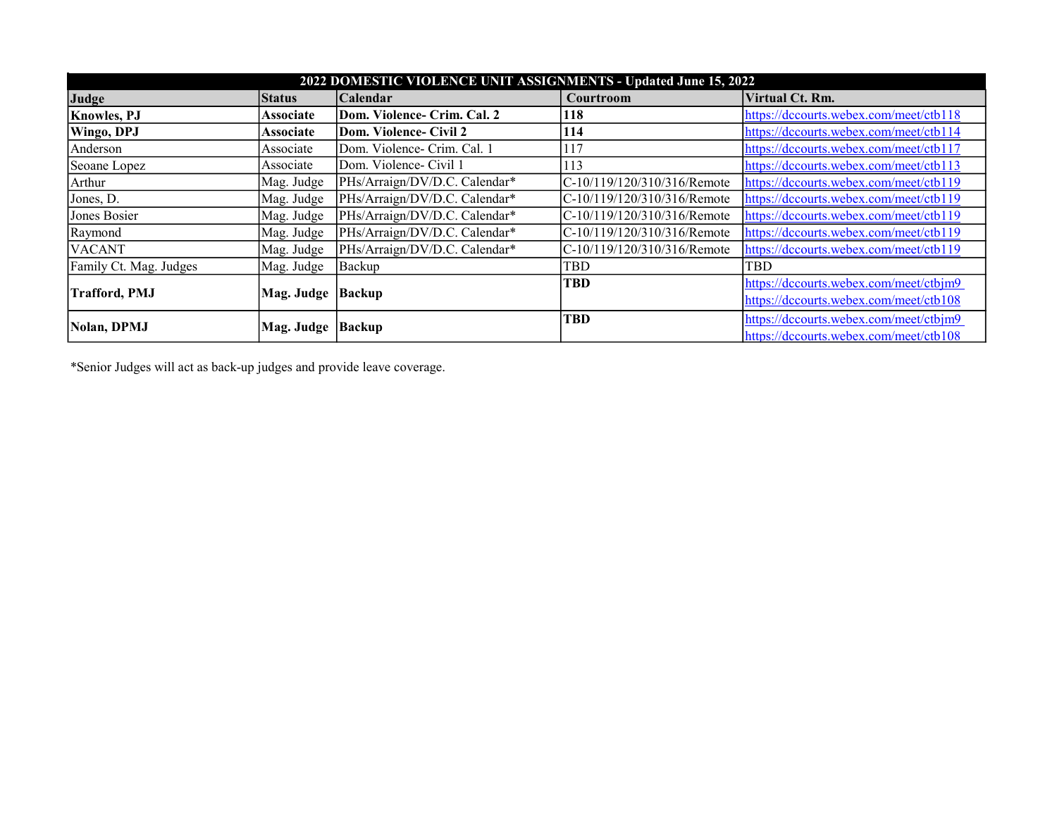| 2022 DOMESTIC VIOLENCE UNIT ASSIGNMENTS - Updated June 15, 2022 | | | | |
|---|---|---|---|---|
| **Judge** | **Status** | **Calendar** | **Courtroom** | **Virtual Ct. Rm.** |
| **Knowles, PJ** | **Associate** | **Dom. Violence- Crim. Cal. 2** | **118** | https://dccourts.webex.com/meet/ctb118 |
| **Wingo, DPJ** | **Associate** | **Dom. Violence- Civil 2** | **114** | https://dccourts.webex.com/meet/ctb114 |
| Anderson | Associate | Dom. Violence- Crim. Cal. 1 | 117 | https://dccourts.webex.com/meet/ctb117 |
| Seoane Lopez | Associate | Dom. Violence- Civil 1 | 113 | https://dccourts.webex.com/meet/ctb113 |
| Arthur | Mag. Judge | PHs/Arraign/DV/D.C. Calendar* | C-10/119/120/310/316/Remote | https://dccourts.webex.com/meet/ctb119 |
| Jones, D. | Mag. Judge | PHs/Arraign/DV/D.C. Calendar* | C-10/119/120/310/316/Remote | https://dccourts.webex.com/meet/ctb119 |
| Jones Bosier | Mag. Judge | PHs/Arraign/DV/D.C. Calendar* | C-10/119/120/310/316/Remote | https://dccourts.webex.com/meet/ctb119 |
| Raymond | Mag. Judge | PHs/Arraign/DV/D.C. Calendar* | C-10/119/120/310/316/Remote | https://dccourts.webex.com/meet/ctb119 |
| VACANT | Mag. Judge | PHs/Arraign/DV/D.C. Calendar* | C-10/119/120/310/316/Remote | https://dccourts.webex.com/meet/ctb119 |
| Family Ct. Mag. Judges | Mag. Judge | Backup | TBD | TBD |
| **Trafford, PMJ** | **Mag. Judge** | **Backup** | **TBD** | https://dccourts.webex.com/meet/ctbjm9 https://dccourts.webex.com/meet/ctb108 |
| **Nolan, DPMJ** | **Mag. Judge** | **Backup** | **TBD** | https://dccourts.webex.com/meet/ctbjm9 https://dccourts.webex.com/meet/ctb108 |

*Senior Judges will act as back-up judges and provide leave coverage.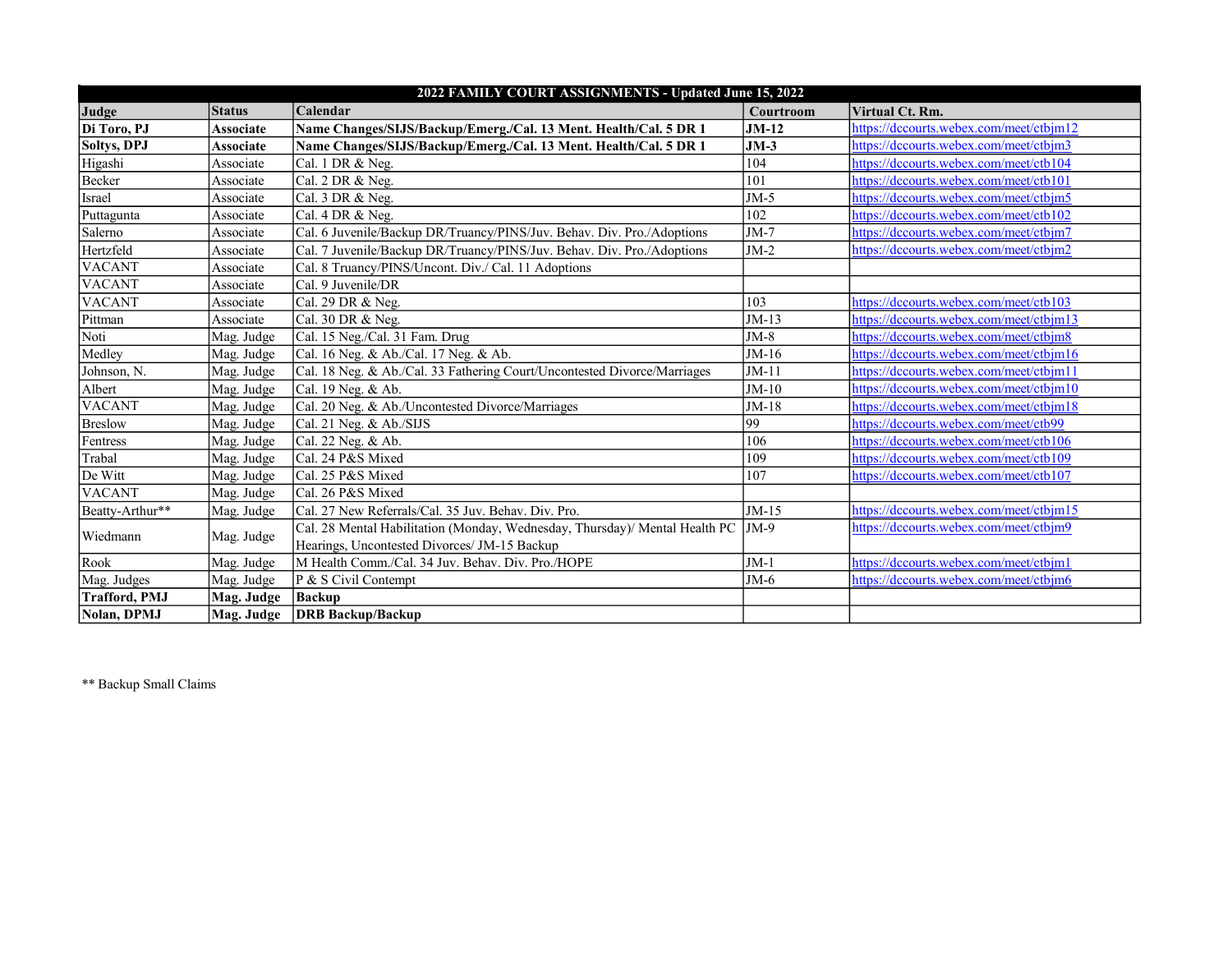| 2022 FAMILY COURT ASSIGNMENTS - Updated June 15, 2022 | | | | |
|---|---|---|---|---|
| **Judge** | **Status** | **Calendar** | **Courtroom** | **Virtual Ct. Rm.** |
| **Di Toro, PJ** | **Associate** | **Name Changes/SIJS/Backup/Emerg./Cal. 13 Ment. Health/Cal. 5 DR 1** | **JM-12** | https://dccourts.webex.com/meet/ctbjm12 |
| **Soltys, DPJ** | **Associate** | **Name Changes/SIJS/Backup/Emerg./Cal. 13 Ment. Health/Cal. 5 DR 1** | **JM-3** | https://dccourts.webex.com/meet/ctbjm3 |
| Higashi | Associate | Cal. 1 DR & Neg. | 104 | https://dccourts.webex.com/meet/ctb104 |
| Becker | Associate | Cal. 2 DR & Neg. | 101 | https://dccourts.webex.com/meet/ctb101 |
| Israel | Associate | Cal. 3 DR & Neg. | JM-5 | https://dccourts.webex.com/meet/ctbjm5 |
| Puttagunta | Associate | Cal. 4 DR & Neg. | 102 | https://dccourts.webex.com/meet/ctb102 |
| Salerno | Associate | Cal. 6 Juvenile/Backup DR/Truancy/PINS/Juv. Behav. Div. Pro./Adoptions | JM-7 | https://dccourts.webex.com/meet/ctbjm7 |
| Hertzfeld | Associate | Cal. 7 Juvenile/Backup DR/Truancy/PINS/Juv. Behav. Div. Pro./Adoptions | JM-2 | https://dccourts.webex.com/meet/ctbjm2 |
| VACANT | Associate | Cal. 8 Truancy/PINS/Uncont. Div./ Cal. 11 Adoptions | | |
| VACANT | Associate | Cal. 9 Juvenile/DR | | |
| VACANT | Associate | Cal. 29 DR & Neg. | 103 | https://dccourts.webex.com/meet/ctb103 |
| Pittman | Associate | Cal. 30 DR & Neg. | JM-13 | https://dccourts.webex.com/meet/ctbjm13 |
| Noti | Mag. Judge | Cal. 15 Neg./Cal. 31 Fam. Drug | JM-8 | https://dccourts.webex.com/meet/ctbjm8 |
| Medley | Mag. Judge | Cal. 16 Neg. & Ab./Cal. 17 Neg. & Ab. | JM-16 | https://dccourts.webex.com/meet/ctbjm16 |
| Johnson, N. | Mag. Judge | Cal. 18 Neg. & Ab./Cal. 33 Fathering Court/Uncontested Divorce/Marriages | JM-11 | https://dccourts.webex.com/meet/ctbjm11 |
| Albert | Mag. Judge | Cal. 19 Neg. & Ab. | JM-10 | https://dccourts.webex.com/meet/ctbjm10 |
| VACANT | Mag. Judge | Cal. 20 Neg. & Ab./Uncontested Divorce/Marriages | JM-18 | https://dccourts.webex.com/meet/ctbjm18 |
| Breslow | Mag. Judge | Cal. 21 Neg. & Ab./SIJS | 99 | https://dccourts.webex.com/meet/ctb99 |
| Fentress | Mag. Judge | Cal. 22 Neg. & Ab. | 106 | https://dccourts.webex.com/meet/ctb106 |
| Trabal | Mag. Judge | Cal. 24 P&S Mixed | 109 | https://dccourts.webex.com/meet/ctb109 |
| De Witt | Mag. Judge | Cal. 25 P&S Mixed | 107 | https://dccourts.webex.com/meet/ctb107 |
| VACANT | Mag. Judge | Cal. 26 P&S Mixed | | |
| Beatty-Arthur** | Mag. Judge | Cal. 27 New Referrals/Cal. 35 Juv. Behav. Div. Pro. | JM-15 | https://dccourts.webex.com/meet/ctbjm15 |
| Wiedmann | Mag. Judge | Cal. 28 Mental Habilitation (Monday, Wednesday, Thursday)/ Mental Health PC Hearings, Uncontested Divorces/ JM-15 Backup | JM-9 | https://dccourts.webex.com/meet/ctbjm9 |
| Rook | Mag. Judge | M Health Comm./Cal. 34 Juv. Behav. Div. Pro./HOPE | JM-1 | https://dccourts.webex.com/meet/ctbjm1 |
| Mag. Judges | Mag. Judge | P & S Civil Contempt | JM-6 | https://dccourts.webex.com/meet/ctbjm6 |
| **Trafford, PMJ** | **Mag. Judge** | **Backup** | | |
| **Nolan, DPMJ** | **Mag. Judge** | **DRB Backup/Backup** | | |

** Backup Small Claims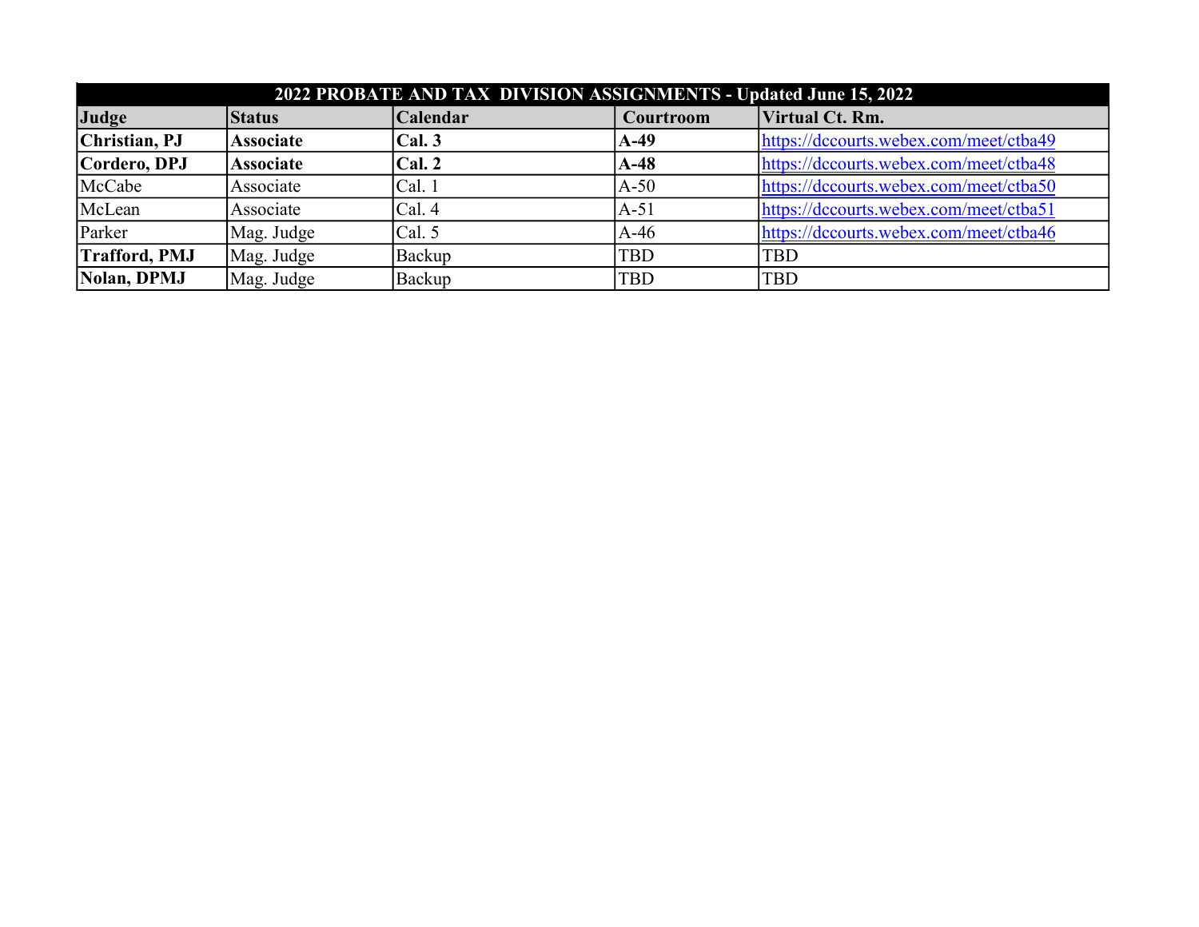| 2022 PROBATE AND TAX DIVISION ASSIGNMENTS - Updated June 15, 2022 | | | | |
|---|---|---|---|---|
| **Judge** | **Status** | **Calendar** | **Courtroom** | **Virtual Ct. Rm.** |
| **Christian, PJ** | **Associate** | **Cal. 3** | **A-49** | https://dccourts.webex.com/meet/ctba49 |
| **Cordero, DPJ** | **Associate** | **Cal. 2** | **A-48** | https://dccourts.webex.com/meet/ctba48 |
| McCabe | Associate | Cal. 1 | A-50 | https://dccourts.webex.com/meet/ctba50 |
| McLean | Associate | Cal. 4 | A-51 | https://dccourts.webex.com/meet/ctba51 |
| Parker | Mag. Judge | Cal. 5 | A-46 | https://dccourts.webex.com/meet/ctba46 |
| **Trafford, PMJ** | Mag. Judge | Backup | TBD | TBD |
| **Nolan, DPMJ** | Mag. Judge | Backup | TBD | TBD |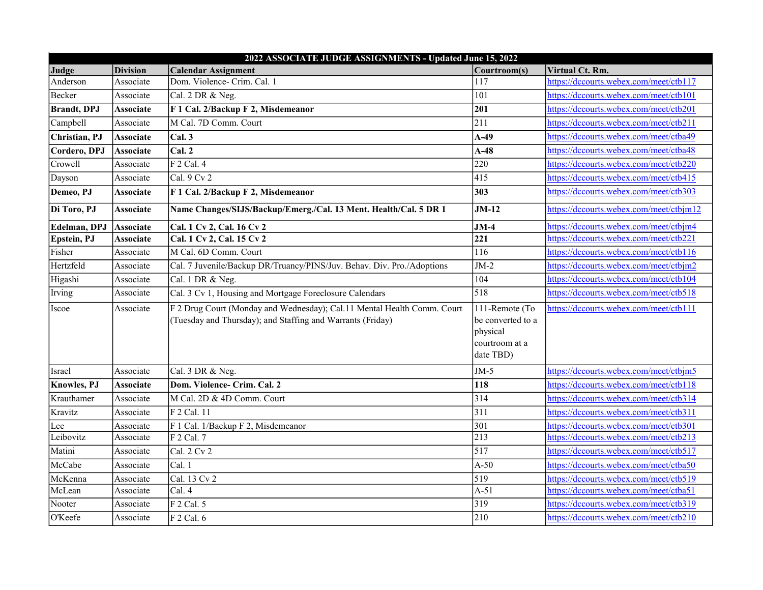| 2022 ASSOCIATE JUDGE ASSIGNMENTS - Updated June 15, 2022 | | | | |
|---|---|---|---|---|
| **Judge** | **Division** | **Calendar Assignment** | **Courtroom(s)** | **Virtual Ct. Rm.** |
| Anderson | Associate | Dom. Violence- Crim. Cal. 1 | 117 | https://dccourts.webex.com/meet/ctb117 |
| Becker | Associate | Cal. 2 DR & Neg. | 101 | https://dccourts.webex.com/meet/ctb101 |
| **Brandt, DPJ** | **Associate** | **F 1 Cal. 2/Backup F 2, Misdemeanor** | **201** | https://dccourts.webex.com/meet/ctb201 |
| Campbell | Associate | M Cal. 7D Comm. Court | 211 | https://dccourts.webex.com/meet/ctb211 |
| **Christian, PJ** | **Associate** | **Cal. 3** | **A-49** | https://dccourts.webex.com/meet/ctba49 |
| **Cordero, DPJ** | **Associate** | **Cal. 2** | **A-48** | https://dccourts.webex.com/meet/ctba48 |
| Crowell | Associate | F 2 Cal. 4 | 220 | https://dccourts.webex.com/meet/ctb220 |
| Dayson | Associate | Cal. 9 Cv 2 | 415 | https://dccourts.webex.com/meet/ctb415 |
| **Demeo, PJ** | **Associate** | **F 1 Cal. 2/Backup F 2, Misdemeanor** | **303** | https://dccourts.webex.com/meet/ctb303 |
| **Di Toro, PJ** | **Associate** | **Name Changes/SIJS/Backup/Emerg./Cal. 13 Ment. Health/Cal. 5 DR 1** | **JM-12** | https://dccourts.webex.com/meet/ctbjm12 |
| **Edelman, DPJ** | **Associate** | **Cal. 1 Cv 2, Cal. 16 Cv 2** | **JM-4** | https://dccourts.webex.com/meet/ctbjm4 |
| **Epstein, PJ** | **Associate** | **Cal. 1 Cv 2, Cal. 15 Cv 2** | **221** | https://dccourts.webex.com/meet/ctb221 |
| Fisher | Associate | M Cal. 6D Comm. Court | 116 | https://dccourts.webex.com/meet/ctb116 |
| Hertzfeld | Associate | Cal. 7 Juvenile/Backup DR/Truancy/PINS/Juv. Behav. Div. Pro./Adoptions | JM-2 | https://dccourts.webex.com/meet/ctbjm2 |
| Higashi | Associate | Cal. 1 DR & Neg. | 104 | https://dccourts.webex.com/meet/ctb104 |
| Irving | Associate | Cal. 3 Cv 1, Housing and Mortgage Foreclosure Calendars | 518 | https://dccourts.webex.com/meet/ctb518 |
| Iscoe | Associate | F 2 Drug Court (Monday and Wednesday); Cal.11 Mental Health Comm. Court (Tuesday and Thursday); and Staffing and Warrants (Friday) | 111-Remote (To be converted to a physical courtroom at a date TBD) | https://dccourts.webex.com/meet/ctb111 |
| Israel | Associate | Cal. 3 DR & Neg. | JM-5 | https://dccourts.webex.com/meet/ctbjm5 |
| **Knowles, PJ** | **Associate** | **Dom. Violence- Crim. Cal. 2** | **118** | https://dccourts.webex.com/meet/ctb118 |
| Krauthamer | Associate | M Cal. 2D & 4D Comm. Court | 314 | https://dccourts.webex.com/meet/ctb314 |
| Kravitz | Associate | F 2 Cal. 11 | 311 | https://dccourts.webex.com/meet/ctb311 |
| Lee | Associate | F 1 Cal. 1/Backup F 2, Misdemeanor | 301 | https://dccourts.webex.com/meet/ctb301 |
| Leibovitz | Associate | F 2 Cal. 7 | 213 | https://dccourts.webex.com/meet/ctb213 |
| Matini | Associate | Cal. 2 Cv 2 | 517 | https://dccourts.webex.com/meet/ctb517 |
| McCabe | Associate | Cal. 1 | A-50 | https://dccourts.webex.com/meet/ctba50 |
| McKenna | Associate | Cal. 13 Cv 2 | 519 | https://dccourts.webex.com/meet/ctb519 |
| McLean | Associate | Cal. 4 | A-51 | https://dccourts.webex.com/meet/ctba51 |
| Nooter | Associate | F 2 Cal. 5 | 319 | https://dccourts.webex.com/meet/ctb319 |
| O'Keefe | Associate | F 2 Cal. 6 | 210 | https://dccourts.webex.com/meet/ctb210 |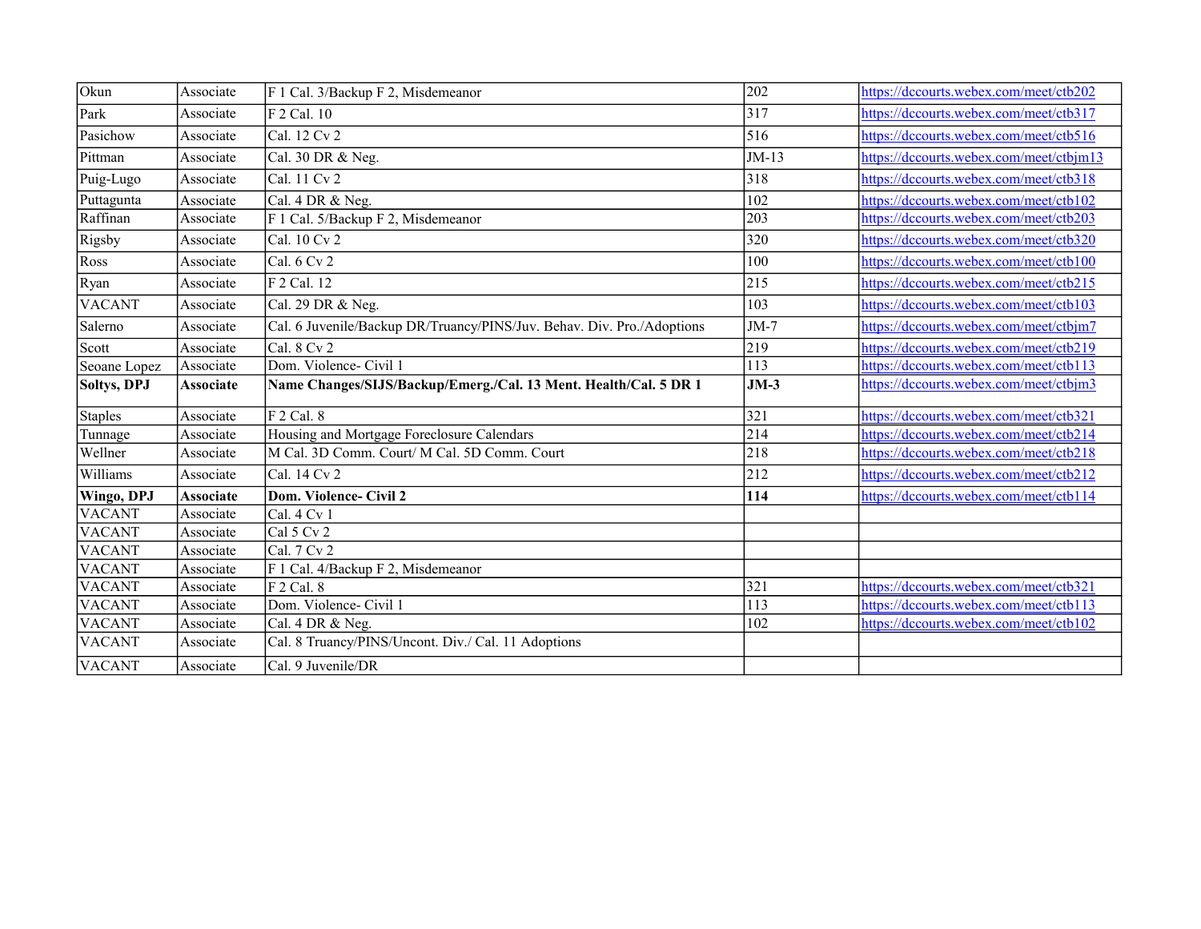| Okun | Associate | F 1 Cal. 3/Backup F 2, Misdemeanor | 202 | https://dccourts.webex.com/meet/ctb202 |
|---|---|---|---|---|
| Park | Associate | F 2 Cal. 10 | 317 | https://dccourts.webex.com/meet/ctb317 |
| Pasichow | Associate | Cal. 12 Cv 2 | 516 | https://dccourts.webex.com/meet/ctb516 |
| Pittman | Associate | Cal. 30 DR & Neg. | JM-13 | https://dccourts.webex.com/meet/ctbjm13 |
| Puig-Lugo | Associate | Cal. 11 Cv 2 | 318 | https://dccourts.webex.com/meet/ctb318 |
| Puttagunta | Associate | Cal. 4 DR & Neg. | 102 | https://dccourts.webex.com/meet/ctb102 |
| Raffinan | Associate | F 1 Cal. 5/Backup F 2, Misdemeanor | 203 | https://dccourts.webex.com/meet/ctb203 |
| Rigsby | Associate | Cal. 10 Cv 2 | 320 | https://dccourts.webex.com/meet/ctb320 |
| Ross | Associate | Cal. 6 Cv 2 | 100 | https://dccourts.webex.com/meet/ctb100 |
| Ryan | Associate | F 2 Cal. 12 | 215 | https://dccourts.webex.com/meet/ctb215 |
| VACANT | Associate | Cal. 29 DR & Neg. | 103 | https://dccourts.webex.com/meet/ctb103 |
| Salerno | Associate | Cal. 6 Juvenile/Backup DR/Truancy/PINS/Juv. Behav. Div. Pro./Adoptions | JM-7 | https://dccourts.webex.com/meet/ctbjm7 |
| Scott | Associate | Cal. 8 Cv 2 | 219 | https://dccourts.webex.com/meet/ctb219 |
| Seoane Lopez | Associate | Dom. Violence- Civil 1 | 113 | https://dccourts.webex.com/meet/ctb113 |
| **Soltys, DPJ** | **Associate** | **Name Changes/SIJS/Backup/Emerg./Cal. 13 Ment. Health/Cal. 5 DR 1** | **JM-3** | https://dccourts.webex.com/meet/ctbjm3 |
| Staples | Associate | F 2 Cal. 8 | 321 | https://dccourts.webex.com/meet/ctb321 |
| Tunnage | Associate | Housing and Mortgage Foreclosure Calendars | 214 | https://dccourts.webex.com/meet/ctb214 |
| Wellner | Associate | M Cal. 3D Comm. Court/ M Cal. 5D Comm. Court | 218 | https://dccourts.webex.com/meet/ctb218 |
| Williams | Associate | Cal. 14 Cv 2 | 212 | https://dccourts.webex.com/meet/ctb212 |
| **Wingo, DPJ** | **Associate** | **Dom. Violence- Civil 2** | **114** | https://dccourts.webex.com/meet/ctb114 |
| VACANT | Associate | Cal. 4 Cv 1 | | |
| VACANT | Associate | Cal 5 Cv 2 | | |
| VACANT | Associate | Cal. 7 Cv 2 | | |
| VACANT | Associate | F 1 Cal. 4/Backup F 2, Misdemeanor | | |
| VACANT | Associate | F 2 Cal. 8 | 321 | https://dccourts.webex.com/meet/ctb321 |
| VACANT | Associate | Dom. Violence- Civil 1 | 113 | https://dccourts.webex.com/meet/ctb113 |
| VACANT | Associate | Cal. 4 DR & Neg. | 102 | https://dccourts.webex.com/meet/ctb102 |
| VACANT | Associate | Cal. 8 Truancy/PINS/Uncont. Div./ Cal. 11 Adoptions | | |
| VACANT | Associate | Cal. 9 Juvenile/DR | | |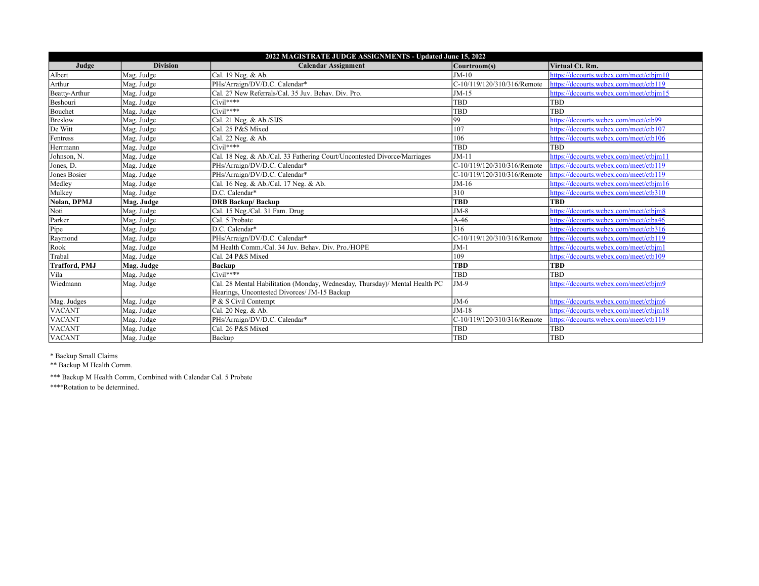| 2022 MAGISTRATE JUDGE ASSIGNMENTS - Updated June 15, 2022 | | | | |
|---|---|---|---|---|
| **Judge** | **Division** | **Calendar Assignment** | **Courtroom(s)** | **Virtual Ct. Rm.** |
| Albert | Mag. Judge | Cal. 19 Neg. & Ab. | JM-10 | https://dccourts.webex.com/meet/ctbjm10 |
| Arthur | Mag. Judge | PHs/Arraign/DV/D.C. Calendar* | C-10/119/120/310/316/Remote | https://dccourts.webex.com/meet/ctb119 |
| Beatty-Arthur | Mag. Judge | Cal. 27 New Referrals/Cal. 35 Juv. Behav. Div. Pro. | JM-15 | https://dccourts.webex.com/meet/ctbjm15 |
| Beshouri | Mag. Judge | Civil**** | TBD | TBD |
| Bouchet | Mag. Judge | Civil**** | TBD | TBD |
| Breslow | Mag. Judge | Cal. 21 Neg. & Ab./SIJS | 99 | https://dccourts.webex.com/meet/ctb99 |
| De Witt | Mag. Judge | Cal. 25 P&S Mixed | 107 | https://dccourts.webex.com/meet/ctb107 |
| Fentress | Mag. Judge | Cal. 22 Neg. & Ab. | 106 | https://dccourts.webex.com/meet/ctb106 |
| Herrmann | Mag. Judge | Civil**** | TBD | TBD |
| Johnson, N. | Mag. Judge | Cal. 18 Neg. & Ab./Cal. 33 Fathering Court/Uncontested Divorce/Marriages | JM-11 | https://dccourts.webex.com/meet/ctbjm11 |
| Jones, D. | Mag. Judge | PHs/Arraign/DV/D.C. Calendar* | C-10/119/120/310/316/Remote | https://dccourts.webex.com/meet/ctb119 |
| Jones Bosier | Mag. Judge | PHs/Arraign/DV/D.C. Calendar* | C-10/119/120/310/316/Remote | https://dccourts.webex.com/meet/ctb119 |
| Medley | Mag. Judge | Cal. 16 Neg. & Ab./Cal. 17 Neg. & Ab. | JM-16 | https://dccourts.webex.com/meet/ctbjm16 |
| Mulkey | Mag. Judge | D.C. Calendar* | 310 | https://dccourts.webex.com/meet/ctb310 |
| **Nolan, DPMJ** | **Mag. Judge** | **DRB Backup/ Backup** | **TBD** | **TBD** |
| Noti | Mag. Judge | Cal. 15 Neg./Cal. 31 Fam. Drug | JM-8 | https://dccourts.webex.com/meet/ctbjm8 |
| Parker | Mag. Judge | Cal. 5 Probate | A-46 | https://dccourts.webex.com/meet/ctba46 |
| Pipe | Mag. Judge | D.C. Calendar* | 316 | https://dccourts.webex.com/meet/ctb316 |
| Raymond | Mag. Judge | PHs/Arraign/DV/D.C. Calendar* | C-10/119/120/310/316/Remote | https://dccourts.webex.com/meet/ctb119 |
| Rook | Mag. Judge | M Health Comm./Cal. 34 Juv. Behav. Div. Pro./HOPE | JM-1 | https://dccourts.webex.com/meet/ctbjm1 |
| Trabal | Mag. Judge | Cal. 24 P&S Mixed | 109 | https://dccourts.webex.com/meet/ctb109 |
| **Trafford, PMJ** | **Mag. Judge** | **Backup** | **TBD** | **TBD** |
| Vila | Mag. Judge | Civil**** | TBD | TBD |
| Wiedmann | Mag. Judge | Cal. 28 Mental Habilitation (Monday, Wednesday, Thursday)/ Mental Health PC Hearings, Uncontested Divorces/ JM-15 Backup | JM-9 | https://dccourts.webex.com/meet/ctbjm9 |
| Mag. Judges | Mag. Judge | P & S Civil Contempt | JM-6 | https://dccourts.webex.com/meet/ctbjm6 |
| VACANT | Mag. Judge | Cal. 20 Neg. & Ab. | JM-18 | https://dccourts.webex.com/meet/ctbjm18 |
| VACANT | Mag. Judge | PHs/Arraign/DV/D.C. Calendar* | C-10/119/120/310/316/Remote | https://dccourts.webex.com/meet/ctb119 |
| VACANT | Mag. Judge | Cal. 26 P&S Mixed | TBD | TBD |
| VACANT | Mag. Judge | Backup | TBD | TBD |

* Backup Small Claims

** Backup M Health Comm.

*** Backup M Health Comm, Combined with Calendar Cal. 5 Probate

****Rotation to be determined.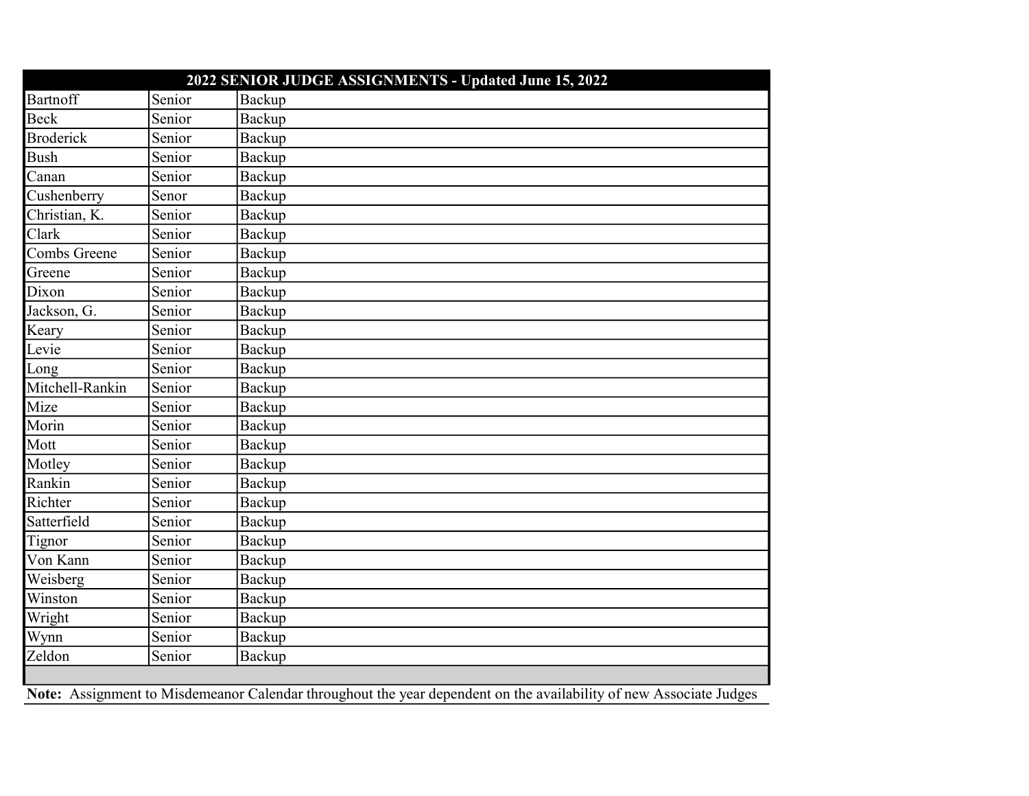| 2022 SENIOR JUDGE ASSIGNMENTS - Updated June 15, 2022 | | |
|---|---|---|
| Bartnoff | Senior | Backup |
| Beck | Senior | Backup |
| Broderick | Senior | Backup |
| Bush | Senior | Backup |
| Canan | Senior | Backup |
| Cushenberry | Senor | Backup |
| Christian, K. | Senior | Backup |
| Clark | Senior | Backup |
| Combs Greene | Senior | Backup |
| Greene | Senior | Backup |
| Dixon | Senior | Backup |
| Jackson, G. | Senior | Backup |
| Keary | Senior | Backup |
| Levie | Senior | Backup |
| Long | Senior | Backup |
| Mitchell-Rankin | Senior | Backup |
| Mize | Senior | Backup |
| Morin | Senior | Backup |
| Mott | Senior | Backup |
| Motley | Senior | Backup |
| Rankin | Senior | Backup |
| Richter | Senior | Backup |
| Satterfield | Senior | Backup |
| Tignor | Senior | Backup |
| Von Kann | Senior | Backup |
| Weisberg | Senior | Backup |
| Winston | Senior | Backup |
| Wright | Senior | Backup |
| Wynn | Senior | Backup |
| Zeldon | Senior | Backup |

**Note:** Assignment to Misdemeanor Calendar throughout the year dependent on the availability of new Associate Judges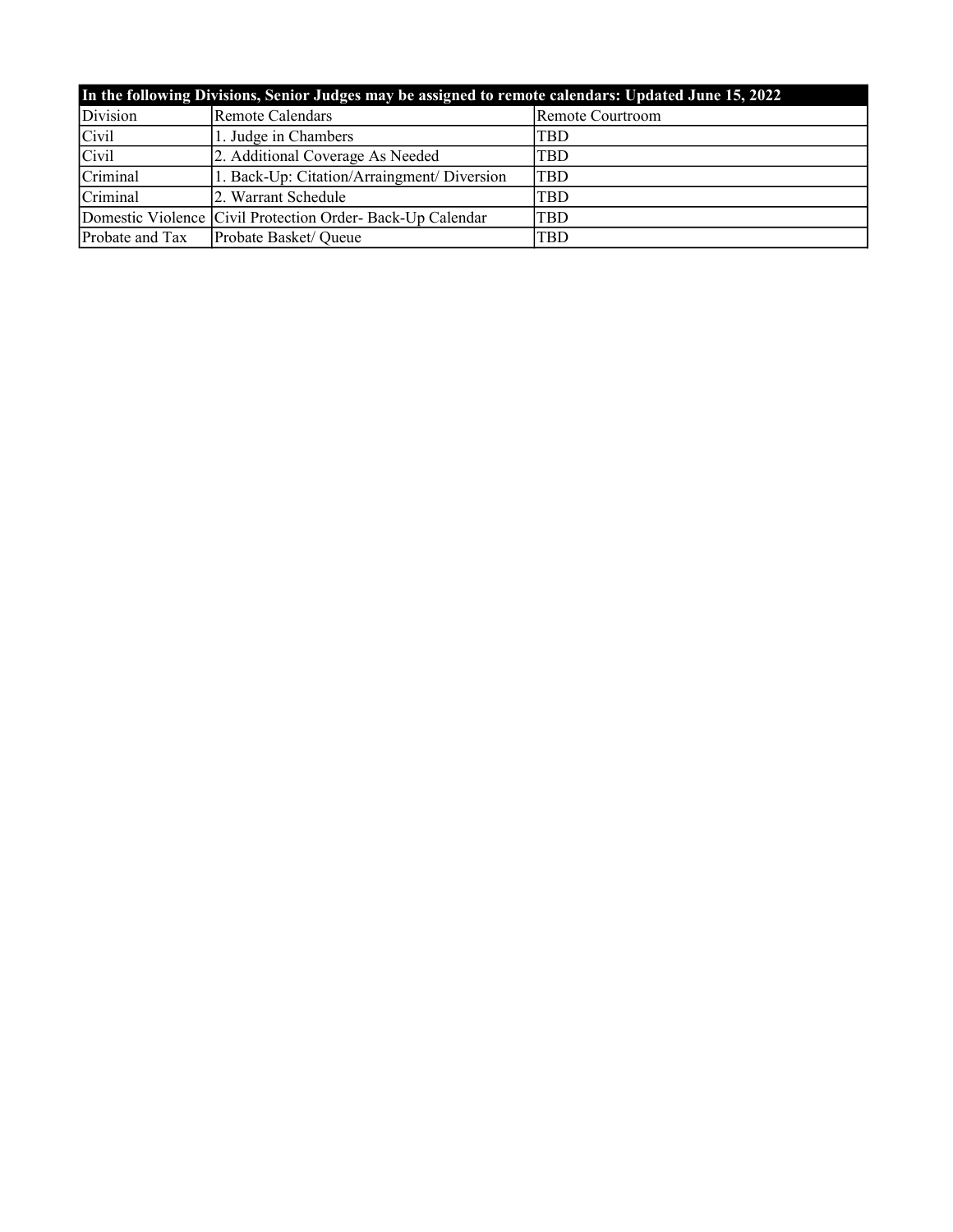| In the following Divisions, Senior Judges may be assigned to remote calendars: Updated June 15, 2022 | | |
|---|---|---|
| Division | Remote Calendars | Remote Courtroom |
| Civil | 1. Judge in Chambers | TBD |
| Civil | 2. Additional Coverage As Needed | TBD |
| Criminal | 1. Back-Up: Citation/Arraingment/ Diversion | TBD |
| Criminal | 2. Warrant Schedule | TBD |
| Domestic Violence | Civil Protection Order- Back-Up Calendar | TBD |
| Probate and Tax | Probate Basket/ Queue | TBD |